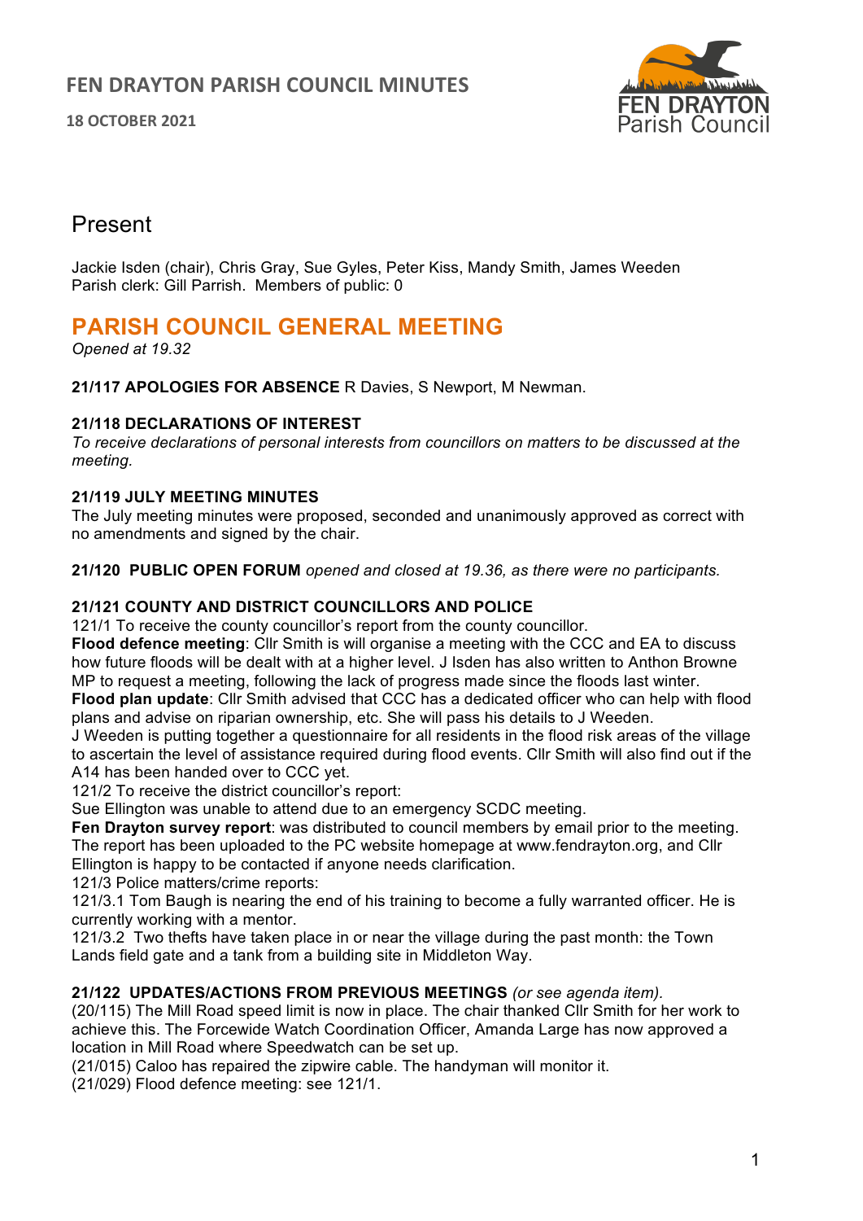# FEN DRAYTON PARISH COUNCIL MINUTES

**18 OCTOBER 2021**

## Present

Jackie Isden (chair), Chris Gray, Sue Gyles, Peter Kiss, Mandy Smith, James Weeden
Parish clerk: Gill Parrish. Members of public: 0

## PARISH COUNCIL GENERAL MEETING

*Opened at 19.32*

**21/117 APOLOGIES FOR ABSENCE** R Davies, S Newport, M Newman.

**21/118 DECLARATIONS OF INTEREST**
*To receive declarations of personal interests from councillors on matters to be discussed at the meeting.*

**21/119 JULY MEETING MINUTES**
The July meeting minutes were proposed, seconded and unanimously approved as correct with no amendments and signed by the chair.

**21/120 PUBLIC OPEN FORUM** *opened and closed at 19.36, as there were no participants.*

**21/121 COUNTY AND DISTRICT COUNCILLORS AND POLICE**
121/1 To receive the county councillor's report from the county councillor.
**Flood defence meeting**: Cllr Smith is will organise a meeting with the CCC and EA to discuss how future floods will be dealt with at a higher level. J Isden has also written to Anthon Browne MP to request a meeting, following the lack of progress made since the floods last winter.
**Flood plan update**: Cllr Smith advised that CCC has a dedicated officer who can help with flood plans and advise on riparian ownership, etc. She will pass his details to J Weeden.
J Weeden is putting together a questionnaire for all residents in the flood risk areas of the village to ascertain the level of assistance required during flood events. Cllr Smith will also find out if the A14 has been handed over to CCC yet.
121/2 To receive the district councillor's report:
Sue Ellington was unable to attend due to an emergency SCDC meeting.
**Fen Drayton survey report**: was distributed to council members by email prior to the meeting. The report has been uploaded to the PC website homepage at www.fendrayton.org, and Cllr Ellington is happy to be contacted if anyone needs clarification.
121/3 Police matters/crime reports:
121/3.1 Tom Baugh is nearing the end of his training to become a fully warranted officer. He is currently working with a mentor.
121/3.2 Two thefts have taken place in or near the village during the past month: the Town Lands field gate and a tank from a building site in Middleton Way.

**21/122 UPDATES/ACTIONS FROM PREVIOUS MEETINGS** *(or see agenda item).*
(20/115) The Mill Road speed limit is now in place. The chair thanked Cllr Smith for her work to achieve this. The Forcewide Watch Coordination Officer, Amanda Large has now approved a location in Mill Road where Speedwatch can be set up.
(21/015) Caloo has repaired the zipwire cable. The handyman will monitor it.
(21/029) Flood defence meeting: see 121/1.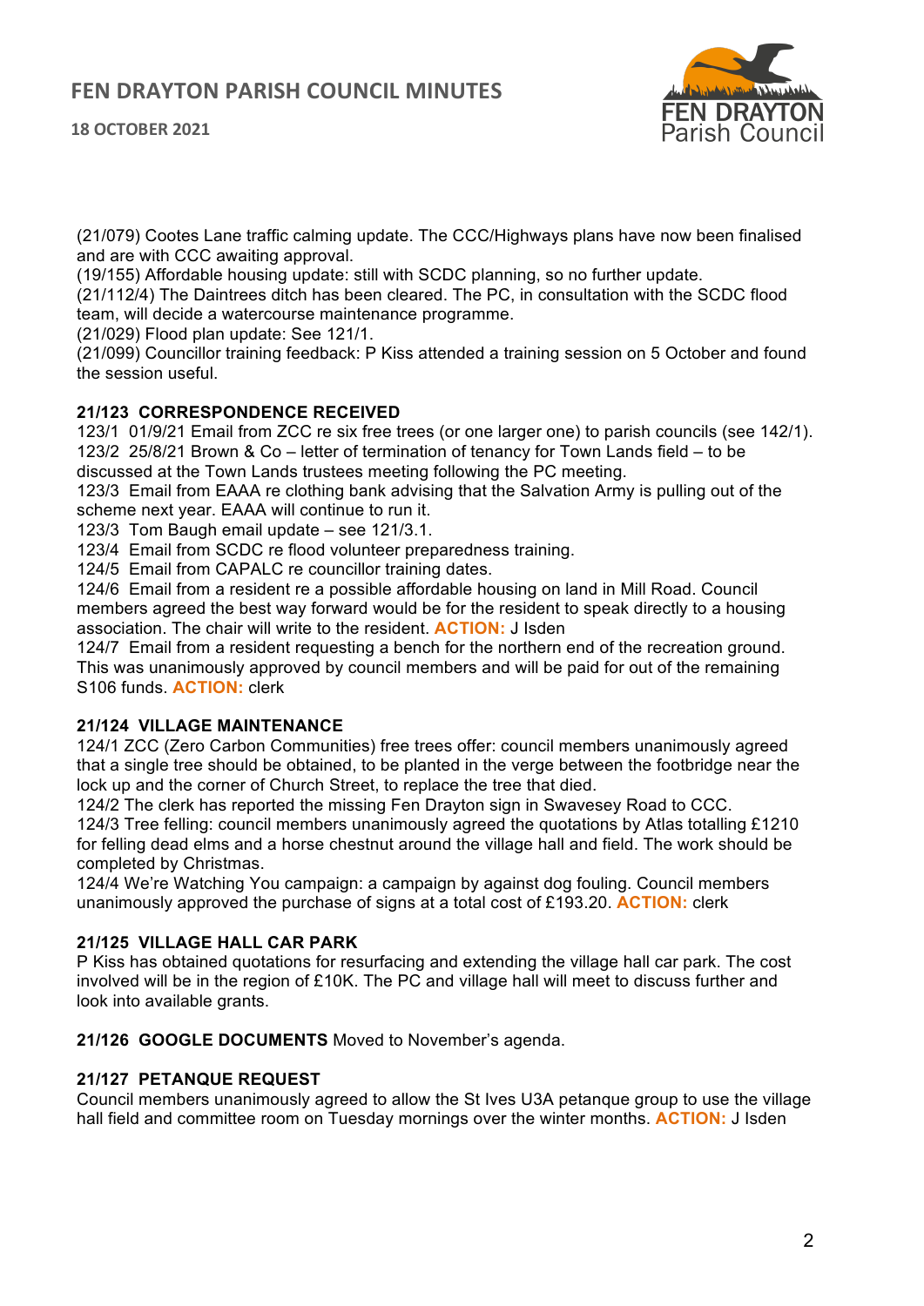(21/079) Cootes Lane traffic calming update. The CCC/Highways plans have now been finalised and are with CCC awaiting approval.
(19/155) Affordable housing update: still with SCDC planning, so no further update.
(21/112/4) The Daintrees ditch has been cleared. The PC, in consultation with the SCDC flood team, will decide a watercourse maintenance programme.
(21/029) Flood plan update: See 121/1.
(21/099) Councillor training feedback: P Kiss attended a training session on 5 October and found the session useful.

**21/123 CORRESPONDENCE RECEIVED**

123/1 01/9/21 Email from ZCC re six free trees (or one larger one) to parish councils (see 142/1).
123/2 25/8/21 Brown & Co – letter of termination of tenancy for Town Lands field – to be discussed at the Town Lands trustees meeting following the PC meeting.
123/3 Email from EAAA re clothing bank advising that the Salvation Army is pulling out of the scheme next year. EAAA will continue to run it.
123/3 Tom Baugh email update – see 121/3.1.
123/4 Email from SCDC re flood volunteer preparedness training.
124/5 Email from CAPALC re councillor training dates.
124/6 Email from a resident re a possible affordable housing on land in Mill Road. Council members agreed the best way forward would be for the resident to speak directly to a housing association. The chair will write to the resident. **ACTION:** J Isden
124/7 Email from a resident requesting a bench for the northern end of the recreation ground. This was unanimously approved by council members and will be paid for out of the remaining S106 funds. **ACTION:** clerk

**21/124 VILLAGE MAINTENANCE**

124/1 ZCC (Zero Carbon Communities) free trees offer: council members unanimously agreed that a single tree should be obtained, to be planted in the verge between the footbridge near the lock up and the corner of Church Street, to replace the tree that died.
124/2 The clerk has reported the missing Fen Drayton sign in Swavesey Road to CCC.
124/3 Tree felling: council members unanimously agreed the quotations by Atlas totalling £1210 for felling dead elms and a horse chestnut around the village hall and field. The work should be completed by Christmas.
124/4 We're Watching You campaign: a campaign by against dog fouling. Council members unanimously approved the purchase of signs at a total cost of £193.20. **ACTION:** clerk

**21/125 VILLAGE HALL CAR PARK**

P Kiss has obtained quotations for resurfacing and extending the village hall car park. The cost involved will be in the region of £10K. The PC and village hall will meet to discuss further and look into available grants.

**21/126 GOOGLE DOCUMENTS** Moved to November's agenda.

**21/127 PETANQUE REQUEST**

Council members unanimously agreed to allow the St Ives U3A petanque group to use the village hall field and committee room on Tuesday mornings over the winter months. **ACTION:** J Isden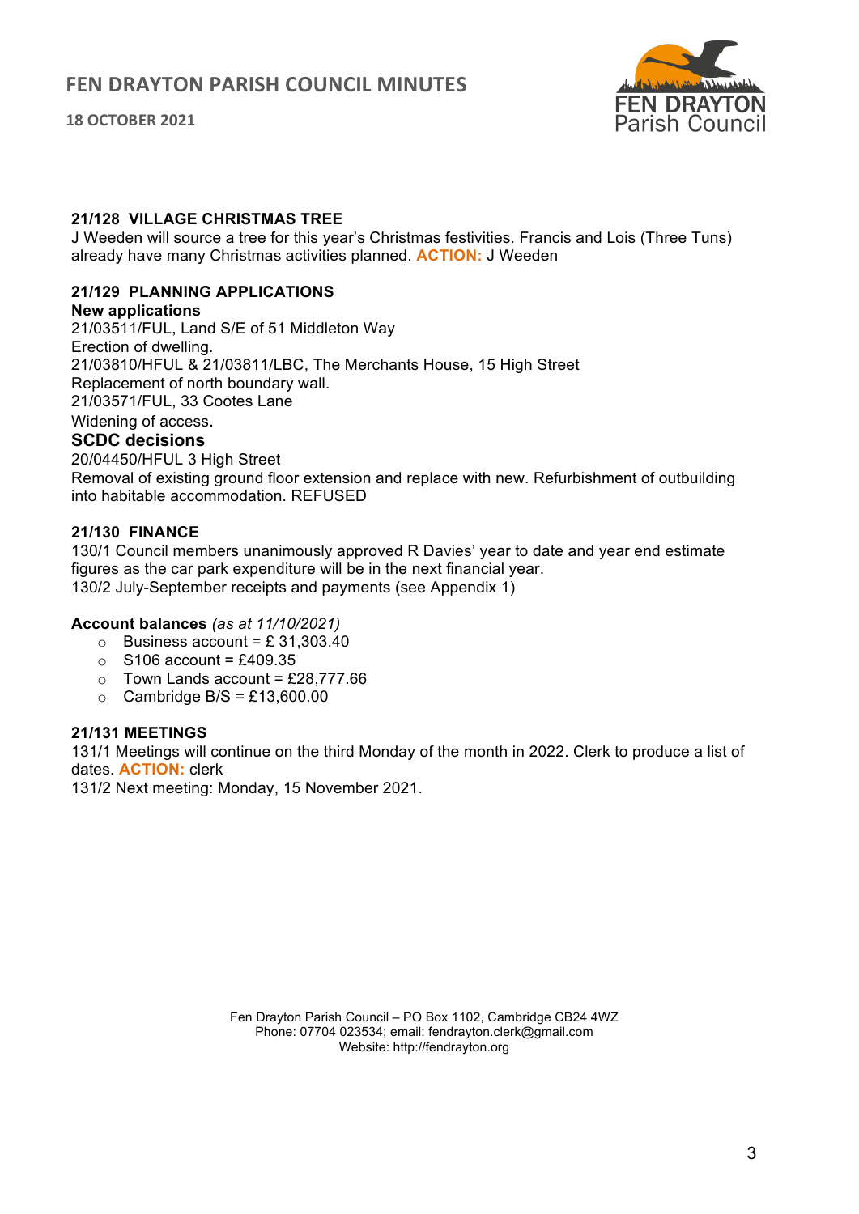### 21/128 VILLAGE CHRISTMAS TREE

J Weeden will source a tree for this year's Christmas festivities. Francis and Lois (Three Tuns) already have many Christmas activities planned. **ACTION:** J Weeden

### 21/129 PLANNING APPLICATIONS

**New applications**

21/03511/FUL, Land S/E of 51 Middleton Way
Erection of dwelling.
21/03810/HFUL & 21/03811/LBC, The Merchants House, 15 High Street
Replacement of north boundary wall.
21/03571/FUL, 33 Cootes Lane
Widening of access.

**SCDC decisions**

20/04450/HFUL 3 High Street
Removal of existing ground floor extension and replace with new. Refurbishment of outbuilding into habitable accommodation. REFUSED

### 21/130 FINANCE

130/1 Council members unanimously approved R Davies' year to date and year end estimate figures as the car park expenditure will be in the next financial year.
130/2 July-September receipts and payments (see Appendix 1)

**Account balances** *(as at 11/10/2021)*

- Business account = £ 31,303.40
- S106 account = £409.35
- Town Lands account = £28,777.66
- Cambridge B/S = £13,600.00

### 21/131 MEETINGS

131/1 Meetings will continue on the third Monday of the month in 2022. Clerk to produce a list of dates. **ACTION:** clerk
131/2 Next meeting: Monday, 15 November 2021.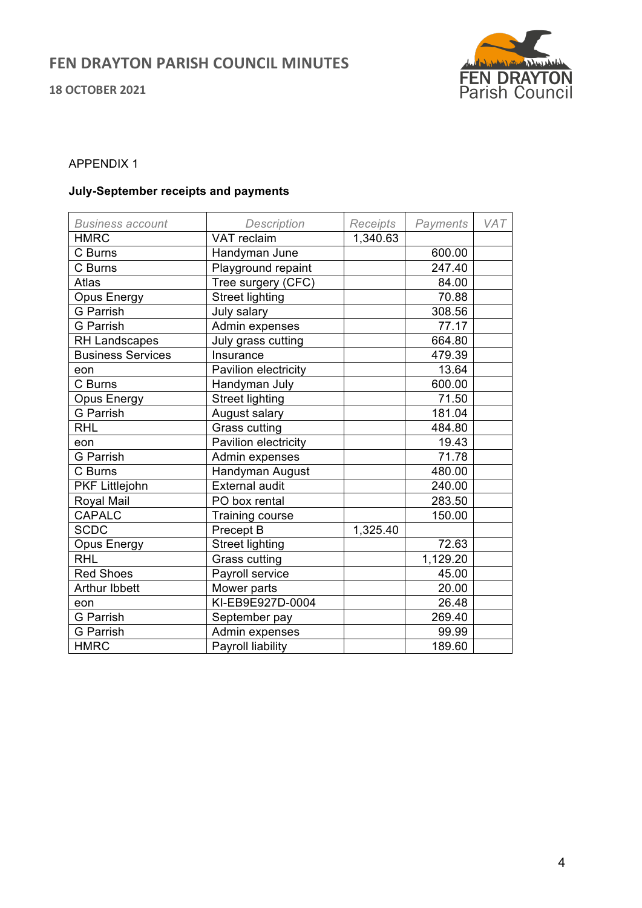APPENDIX 1

**July-September receipts and payments**

| *Business account* | *Description* | *Receipts* | *Payments* | *VAT* |
|---|---|---|---|---|
| HMRC | VAT reclaim | 1,340.63 | | |
| C Burns | Handyman June | | 600.00 | |
| C Burns | Playground repaint | | 247.40 | |
| Atlas | Tree surgery (CFC) | | 84.00 | |
| Opus Energy | Street lighting | | 70.88 | |
| G Parrish | July salary | | 308.56 | |
| G Parrish | Admin expenses | | 77.17 | |
| RH Landscapes | July grass cutting | | 664.80 | |
| Business Services | Insurance | | 479.39 | |
| eon | Pavilion electricity | | 13.64 | |
| C Burns | Handyman July | | 600.00 | |
| Opus Energy | Street lighting | | 71.50 | |
| G Parrish | August salary | | 181.04 | |
| RHL | Grass cutting | | 484.80 | |
| eon | Pavilion electricity | | 19.43 | |
| G Parrish | Admin expenses | | 71.78 | |
| C Burns | Handyman August | | 480.00 | |
| PKF Littlejohn | External audit | | 240.00 | |
| Royal Mail | PO box rental | | 283.50 | |
| CAPALC | Training course | | 150.00 | |
| SCDC | Precept B | 1,325.40 | | |
| Opus Energy | Street lighting | | 72.63 | |
| RHL | Grass cutting | | 1,129.20 | |
| Red Shoes | Payroll service | | 45.00 | |
| Arthur Ibbett | Mower parts | | 20.00 | |
| eon | KI-EB9E927D-0004 | | 26.48 | |
| G Parrish | September pay | | 269.40 | |
| G Parrish | Admin expenses | | 99.99 | |
| HMRC | Payroll liability | | 189.60 | |